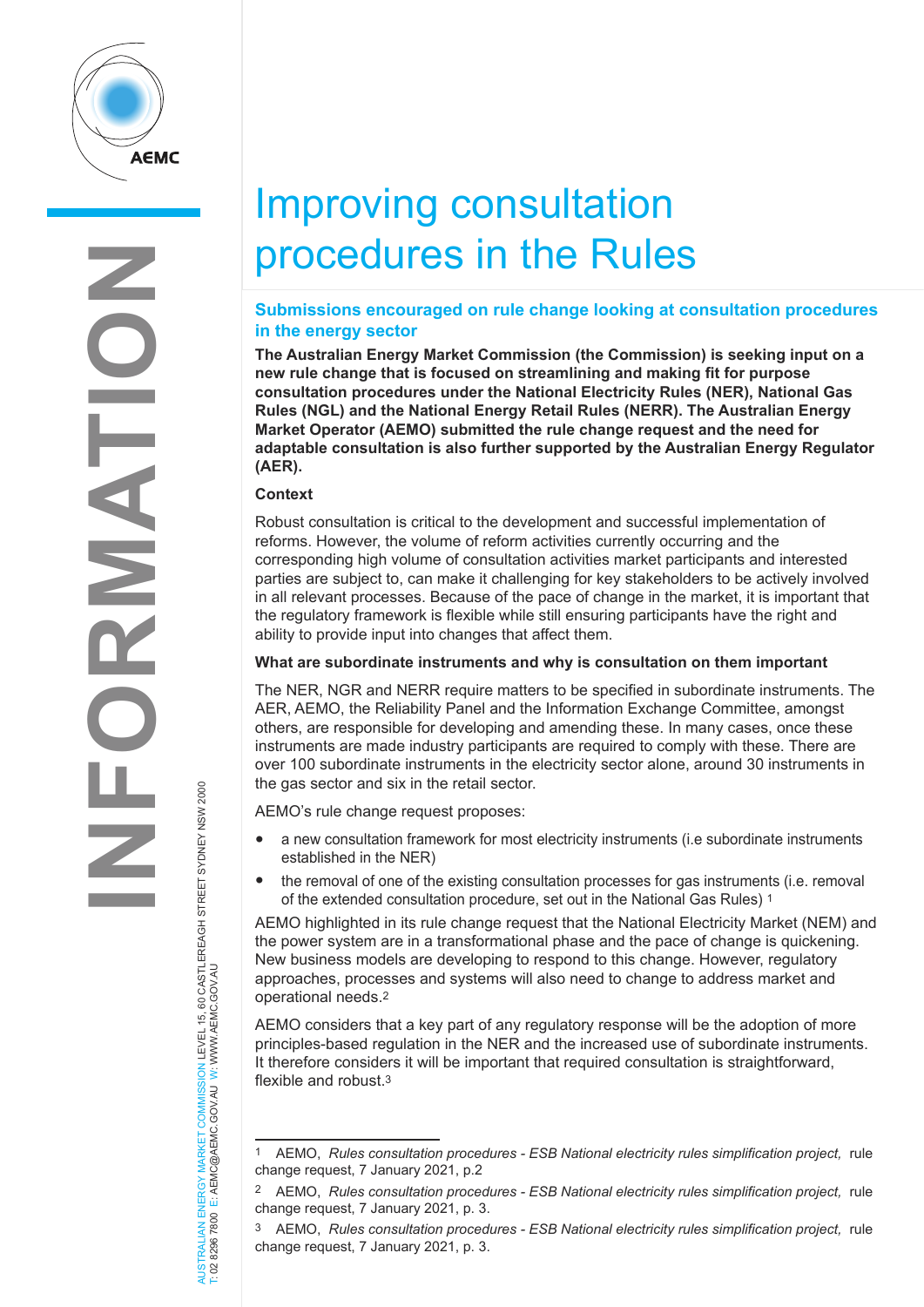# Improving consultation procedures in the Rules

## Submissions encouraged on rule change looking at consultation procedures in the energy sector

**The Australian Energy Market Commission (the Commission) is seeking input on a new rule change that is focused on streamlining and making fit for purpose consultation procedures under the National Electricity Rules (NER), National Gas Rules (NGL) and the National Energy Retail Rules (NERR). The Australian Energy Market Operator (AEMO) submitted the rule change request and the need for adaptable consultation is also further supported by the Australian Energy Regulator (AER).**

### Context

Robust consultation is critical to the development and successful implementation of reforms. However, the volume of reform activities currently occurring and the corresponding high volume of consultation activities market participants and interested parties are subject to, can make it challenging for key stakeholders to be actively involved in all relevant processes. Because of the pace of change in the market, it is important that the regulatory framework is flexible while still ensuring participants have the right and ability to provide input into changes that affect them.

### What are subordinate instruments and why is consultation on them important

The NER, NGR and NERR require matters to be specified in subordinate instruments. The AER, AEMO, the Reliability Panel and the Information Exchange Committee, amongst others, are responsible for developing and amending these. In many cases, once these instruments are made industry participants are required to comply with these. There are over 100 subordinate instruments in the electricity sector alone, around 30 instruments in the gas sector and six in the retail sector.

AEMO's rule change request proposes:

- a new consultation framework for most electricity instruments (i.e subordinate instruments established in the NER)
- the removal of one of the existing consultation processes for gas instruments (i.e. removal of the extended consultation procedure, set out in the National Gas Rules) [1]

AEMO highlighted in its rule change request that the National Electricity Market (NEM) and the power system are in a transformational phase and the pace of change is quickening. New business models are developing to respond to this change. However, regulatory approaches, processes and systems will also need to change to address market and operational needs.[2]

AEMO considers that a key part of any regulatory response will be the adoption of more principles-based regulation in the NER and the increased use of subordinate instruments. It therefore considers it will be important that required consultation is straightforward, flexible and robust.[3]

---

[1] AEMO, *Rules consultation procedures - ESB National electricity rules simplification project,* rule change request, 7 January 2021, p.2

[2] AEMO, *Rules consultation procedures - ESB National electricity rules simplification project,* rule change request, 7 January 2021, p. 3.

[3] AEMO, *Rules consultation procedures - ESB National electricity rules simplification project,* rule change request, 7 January 2021, p. 3.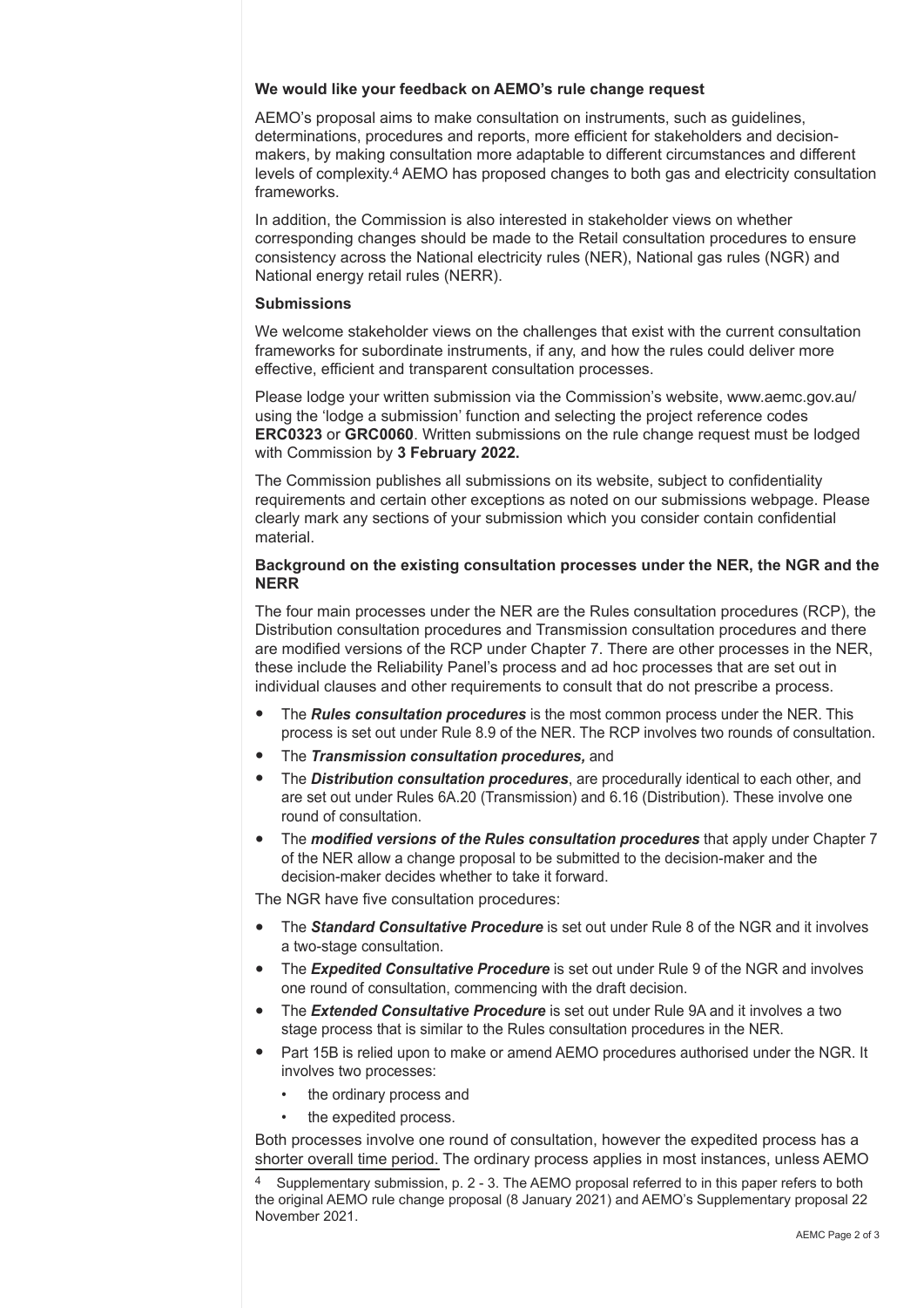**We would like your feedback on AEMO's rule change request**

AEMO's proposal aims to make consultation on instruments, such as guidelines, determinations, procedures and reports, more efficient for stakeholders and decision-makers, by making consultation more adaptable to different circumstances and different levels of complexity.[4] AEMO has proposed changes to both gas and electricity consultation frameworks.

In addition, the Commission is also interested in stakeholder views on whether corresponding changes should be made to the Retail consultation procedures to ensure consistency across the National electricity rules (NER), National gas rules (NGR) and National energy retail rules (NERR).

**Submissions**

We welcome stakeholder views on the challenges that exist with the current consultation frameworks for subordinate instruments, if any, and how the rules could deliver more effective, efficient and transparent consultation processes.

Please lodge your written submission via the Commission's website, www.aemc.gov.au/ using the 'lodge a submission' function and selecting the project reference codes **ERC0323** or **GRC0060**. Written submissions on the rule change request must be lodged with Commission by **3 February 2022.**

The Commission publishes all submissions on its website, subject to confidentiality requirements and certain other exceptions as noted on our submissions webpage. Please clearly mark any sections of your submission which you consider contain confidential material.

**Background on the existing consultation processes under the NER, the NGR and the NERR**

The four main processes under the NER are the Rules consultation procedures (RCP), the Distribution consultation procedures and Transmission consultation procedures and there are modified versions of the RCP under Chapter 7. There are other processes in the NER, these include the Reliability Panel's process and ad hoc processes that are set out in individual clauses and other requirements to consult that do not prescribe a process.

- The ***Rules consultation procedures*** is the most common process under the NER. This process is set out under Rule 8.9 of the NER. The RCP involves two rounds of consultation.
- The ***Transmission consultation procedures,*** and
- The ***Distribution consultation procedures***, are procedurally identical to each other, and are set out under Rules 6A.20 (Transmission) and 6.16 (Distribution). These involve one round of consultation.
- The ***modified versions of the Rules consultation procedures*** that apply under Chapter 7 of the NER allow a change proposal to be submitted to the decision-maker and the decision-maker decides whether to take it forward.

The NGR have five consultation procedures:

- The ***Standard Consultative Procedure*** is set out under Rule 8 of the NGR and it involves a two-stage consultation.
- The ***Expedited Consultative Procedure*** is set out under Rule 9 of the NGR and involves one round of consultation, commencing with the draft decision.
- The ***Extended Consultative Procedure*** is set out under Rule 9A and it involves a two stage process that is similar to the Rules consultation procedures in the NER.
- Part 15B is relied upon to make or amend AEMO procedures authorised under the NGR. It involves two processes:
  - the ordinary process and
  - the expedited process.

Both processes involve one round of consultation, however the expedited process has a shorter overall time period. The ordinary process applies in most instances, unless AEMO

[4] Supplementary submission, p. 2 - 3. The AEMO proposal referred to in this paper refers to both the original AEMO rule change proposal (8 January 2021) and AEMO's Supplementary proposal 22 November 2021.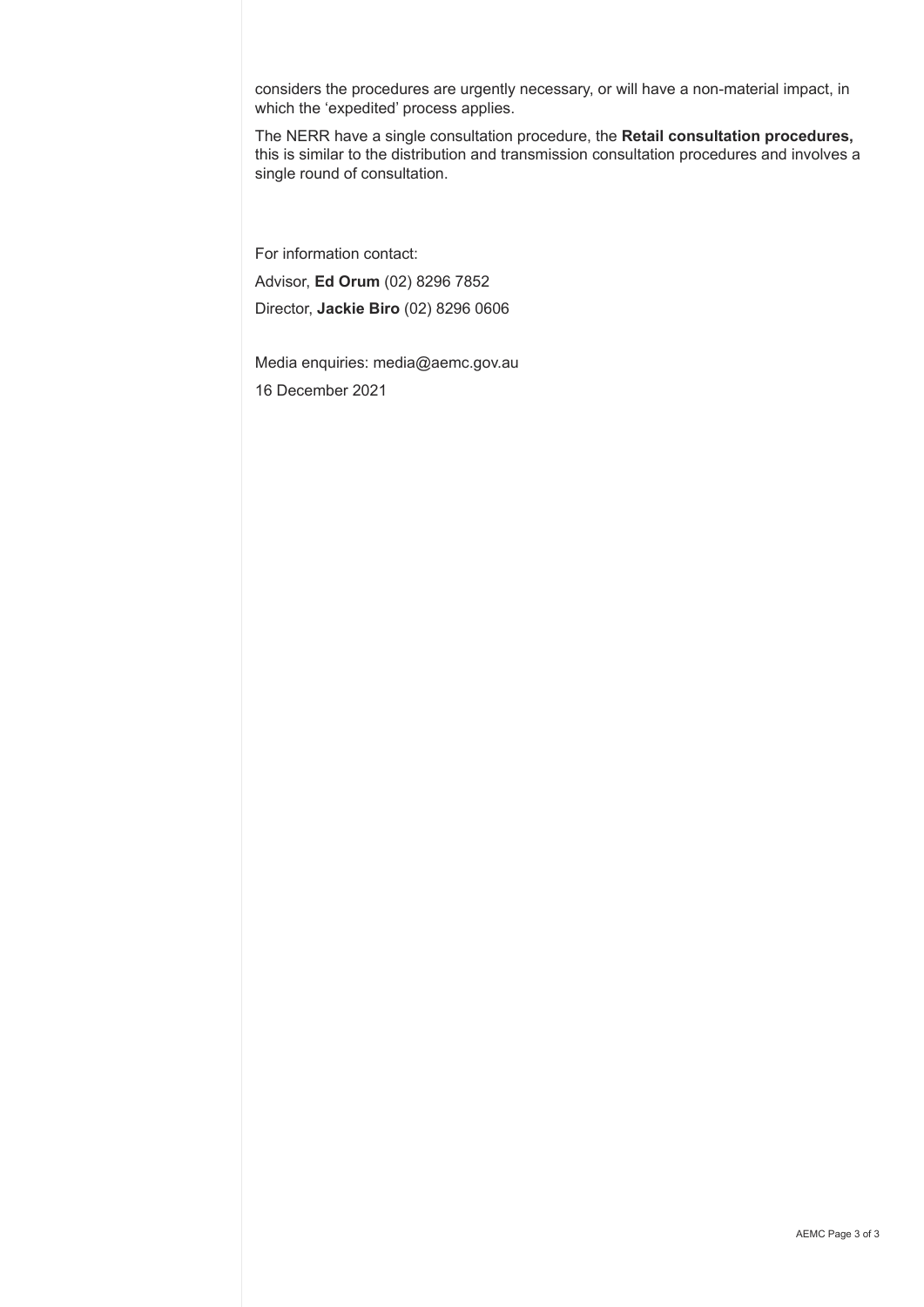considers the procedures are urgently necessary, or will have a non-material impact, in which the 'expedited' process applies.

The NERR have a single consultation procedure, the **Retail consultation procedures,** this is similar to the distribution and transmission consultation procedures and involves a single round of consultation.

For information contact:

Advisor, **Ed Orum** (02) 8296 7852

Director, **Jackie Biro** (02) 8296 0606

Media enquiries: media@aemc.gov.au

16 December 2021